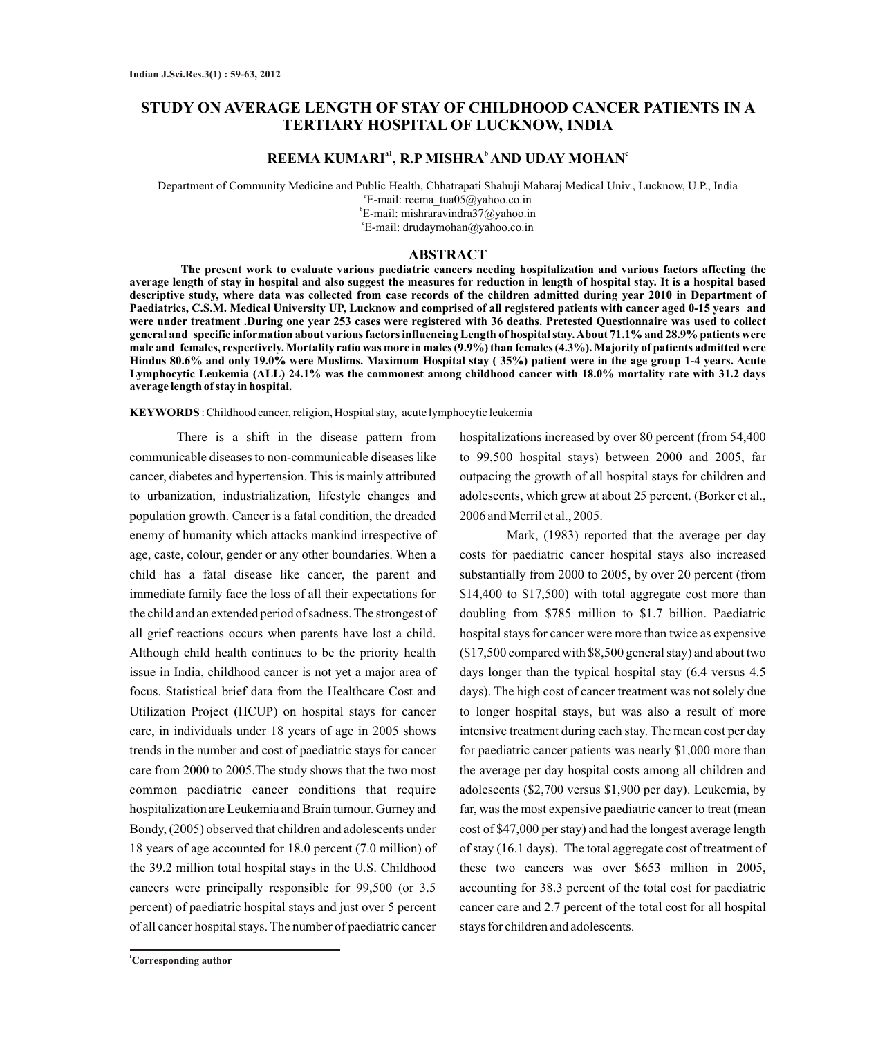# STUDY ON AVERAGE LENGTH OF STAY OF CHILDHOOD CANCER PATIENTS IN A TERTIARY HOSPITAL OF LUCKNOW, INDIA

**REEMA KUMARI[a1], R.P MISHRA[b] AND UDAY MOHAN[c]**

Department of Community Medicine and Public Health, Chhatrapati Shahuji Maharaj Medical Univ., Lucknow, U.P., India

[a]E-mail: reema_tua05@yahoo.co.in

[b]E-mail: mishraravindra37@yahoo.in

[c]E-mail: drudaymohan@yahoo.co.in

## ABSTRACT

**The present work to evaluate various paediatric cancers needing hospitalization and various factors affecting the average length of stay in hospital and also suggest the measures for reduction in length of hospital stay. It is a hospital based descriptive study, where data was collected from case records of the children admitted during year 2010 in Department of Paediatrics, C.S.M. Medical University UP, Lucknow and comprised of all registered patients with cancer aged 0-15 years and were under treatment .During one year 253 cases were registered with 36 deaths. Pretested Questionnaire was used to collect general and specific information about various factors influencing Length of hospital stay. About 71.1% and 28.9% patients were male and females, respectively. Mortality ratio was more in males (9.9%) than females (4.3%). Majority of patients admitted were Hindus 80.6% and only 19.0% were Muslims. Maximum Hospital stay ( 35%) patient were in the age group 1-4 years. Acute Lymphocytic Leukemia (ALL) 24.1% was the commonest among childhood cancer with 18.0% mortality rate with 31.2 days average length of stay in hospital.**

**KEYWORDS** : Childhood cancer, religion, Hospital stay, acute lymphocytic leukemia

There is a shift in the disease pattern from communicable diseases to non-communicable diseases like cancer, diabetes and hypertension. This is mainly attributed to urbanization, industrialization, lifestyle changes and population growth. Cancer is a fatal condition, the dreaded enemy of humanity which attacks mankind irrespective of age, caste, colour, gender or any other boundaries. When a child has a fatal disease like cancer, the parent and immediate family face the loss of all their expectations for the child and an extended period of sadness. The strongest of all grief reactions occurs when parents have lost a child. Although child health continues to be the priority health issue in India, childhood cancer is not yet a major area of focus. Statistical brief data from the Healthcare Cost and Utilization Project (HCUP) on hospital stays for cancer care, in individuals under 18 years of age in 2005 shows trends in the number and cost of paediatric stays for cancer care from 2000 to 2005.The study shows that the two most common paediatric cancer conditions that require hospitalization are Leukemia and Brain tumour. Gurney and Bondy, (2005) observed that children and adolescents under 18 years of age accounted for 18.0 percent (7.0 million) of the 39.2 million total hospital stays in the U.S. Childhood cancers were principally responsible for 99,500 (or 3.5 percent) of paediatric hospital stays and just over 5 percent of all cancer hospital stays. The number of paediatric cancer hospitalizations increased by over 80 percent (from 54,400 to 99,500 hospital stays) between 2000 and 2005, far outpacing the growth of all hospital stays for children and adolescents, which grew at about 25 percent. (Borker et al., 2006 and Merril et al., 2005.

Mark, (1983) reported that the average per day costs for paediatric cancer hospital stays also increased substantially from 2000 to 2005, by over 20 percent (from $14,400 to $17,500) with total aggregate cost more than doubling from $785 million to $1.7 billion. Paediatric hospital stays for cancer were more than twice as expensive ($17,500 compared with $8,500 general stay) and about two days longer than the typical hospital stay (6.4 versus 4.5 days). The high cost of cancer treatment was not solely due to longer hospital stays, but was also a result of more intensive treatment during each stay. The mean cost per day for paediatric cancer patients was nearly $1,000 more than the average per day hospital costs among all children and adolescents ($2,700 versus $1,900 per day). Leukemia, by far, was the most expensive paediatric cancer to treat (mean cost of $47,000 per stay) and had the longest average length of stay (16.1 days). The total aggregate cost of treatment of these two cancers was over $653 million in 2005, accounting for 38.3 percent of the total cost for paediatric cancer care and 2.7 percent of the total cost for all hospital stays for children and adolescents.

[1]Corresponding author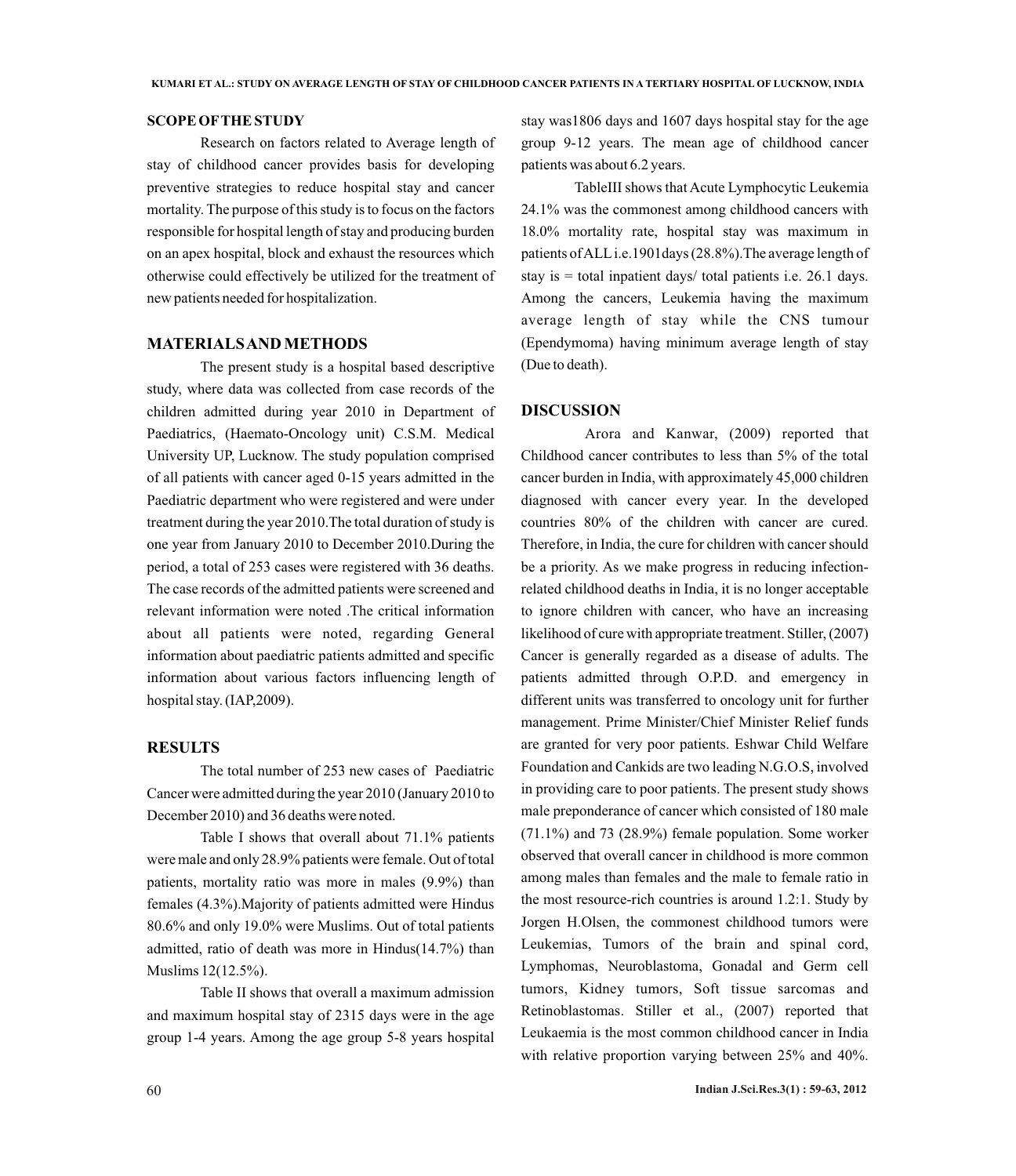## SCOPE OF THE STUDY

Research on factors related to Average length of stay of childhood cancer provides basis for developing preventive strategies to reduce hospital stay and cancer mortality. The purpose of this study is to focus on the factors responsible for hospital length of stay and producing burden on an apex hospital, block and exhaust the resources which otherwise could effectively be utilized for the treatment of new patients needed for hospitalization.

## MATERIALS AND METHODS

The present study is a hospital based descriptive study, where data was collected from case records of the children admitted during year 2010 in Department of Paediatrics, (Haemato-Oncology unit) C.S.M. Medical University UP, Lucknow. The study population comprised of all patients with cancer aged 0-15 years admitted in the Paediatric department who were registered and were under treatment during the year 2010.The total duration of study is one year from January 2010 to December 2010.During the period, a total of 253 cases were registered with 36 deaths. The case records of the admitted patients were screened and relevant information were noted .The critical information about all patients were noted, regarding General information about paediatric patients admitted and specific information about various factors influencing length of hospital stay. (IAP,2009).

## RESULTS

The total number of 253 new cases of Paediatric Cancer were admitted during the year 2010 (January 2010 to December 2010) and 36 deaths were noted.

Table I shows that overall about 71.1% patients were male and only 28.9% patients were female. Out of total patients, mortality ratio was more in males (9.9%) than females (4.3%).Majority of patients admitted were Hindus 80.6% and only 19.0% were Muslims. Out of total patients admitted, ratio of death was more in Hindus(14.7%) than Muslims 12(12.5%).

Table II shows that overall a maximum admission and maximum hospital stay of 2315 days were in the age group 1-4 years. Among the age group 5-8 years hospital stay was1806 days and 1607 days hospital stay for the age group 9-12 years. The mean age of childhood cancer patients was about 6.2 years.

TableIII shows that Acute Lymphocytic Leukemia 24.1% was the commonest among childhood cancers with 18.0% mortality rate, hospital stay was maximum in patients of ALL i.e.1901days (28.8%).The average length of stay is = total inpatient days/ total patients i.e. 26.1 days. Among the cancers, Leukemia having the maximum average length of stay while the CNS tumour (Ependymoma) having minimum average length of stay (Due to death).

## DISCUSSION

Arora and Kanwar, (2009) reported that Childhood cancer contributes to less than 5% of the total cancer burden in India, with approximately 45,000 children diagnosed with cancer every year. In the developed countries 80% of the children with cancer are cured. Therefore, in India, the cure for children with cancer should be a priority. As we make progress in reducing infection-related childhood deaths in India, it is no longer acceptable to ignore children with cancer, who have an increasing likelihood of cure with appropriate treatment. Stiller, (2007) Cancer is generally regarded as a disease of adults. The patients admitted through O.P.D. and emergency in different units was transferred to oncology unit for further management. Prime Minister/Chief Minister Relief funds are granted for very poor patients. Eshwar Child Welfare Foundation and Cankids are two leading N.G.O.S, involved in providing care to poor patients. The present study shows male preponderance of cancer which consisted of 180 male (71.1%) and 73 (28.9%) female population. Some worker observed that overall cancer in childhood is more common among males than females and the male to female ratio in the most resource-rich countries is around 1.2:1. Study by Jorgen H.Olsen, the commonest childhood tumors were Leukemias, Tumors of the brain and spinal cord, Lymphomas, Neuroblastoma, Gonadal and Germ cell tumors, Kidney tumors, Soft tissue sarcomas and Retinoblastomas. Stiller et al., (2007) reported that Leukaemia is the most common childhood cancer in India with relative proportion varying between 25% and 40%.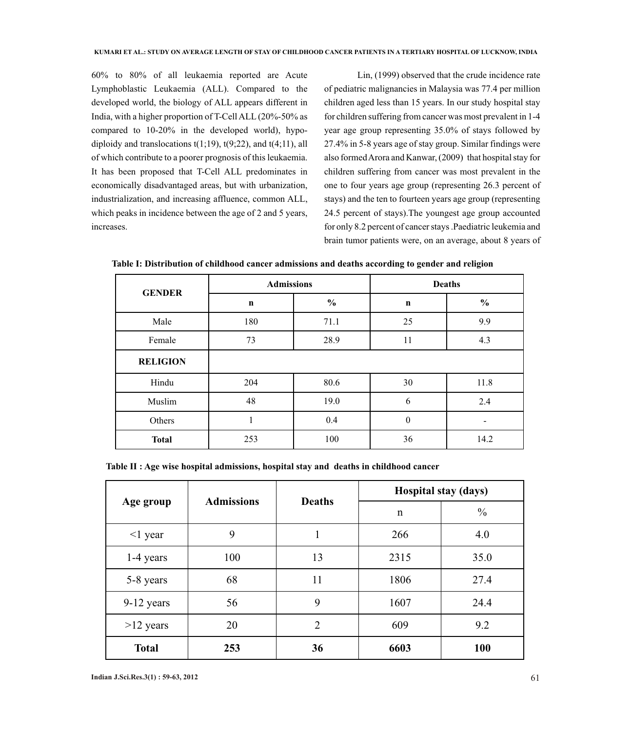60% to 80% of all leukaemia reported are Acute Lymphoblastic Leukaemia (ALL). Compared to the developed world, the biology of ALL appears different in India, with a higher proportion of T-Cell ALL (20%-50% as compared to 10-20% in the developed world), hypo-diploidy and translocations t(1;19), t(9;22), and t(4;11), all of which contribute to a poorer prognosis of this leukaemia. It has been proposed that T-Cell ALL predominates in economically disadvantaged areas, but with urbanization, industrialization, and increasing affluence, common ALL, which peaks in incidence between the age of 2 and 5 years, increases.

Lin, (1999) observed that the crude incidence rate of pediatric malignancies in Malaysia was 77.4 per million children aged less than 15 years. In our study hospital stay for children suffering from cancer was most prevalent in 1-4 year age group representing 35.0% of stays followed by 27.4% in 5-8 years age of stay group. Similar findings were also formed Arora and Kanwar, (2009) that hospital stay for children suffering from cancer was most prevalent in the one to four years age group (representing 26.3 percent of stays) and the ten to fourteen years age group (representing 24.5 percent of stays).The youngest age group accounted for only 8.2 percent of cancer stays .Paediatric leukemia and brain tumor patients were, on an average, about 8 years of

**Table I: Distribution of childhood cancer admissions and deaths according to gender and religion**

| GENDER | Admissions | | Deaths | |
|---|---|---|---|---|
| | n | % | n | % |
| Male | 180 | 71.1 | 25 | 9.9 |
| Female | 73 | 28.9 | 11 | 4.3 |
| **RELIGION** | | | | |
| Hindu | 204 | 80.6 | 30 | 11.8 |
| Muslim | 48 | 19.0 | 6 | 2.4 |
| Others | 1 | 0.4 | 0 | - |
| **Total** | 253 | 100 | 36 | 14.2 |

**Table II : Age wise hospital admissions, hospital stay and deaths in childhood cancer**

| Age group | Admissions | Deaths | Hospital stay (days) | |
|---|---|---|---|---|
| | | | n | % |
| <1 year | 9 | 1 | 266 | 4.0 |
| 1-4 years | 100 | 13 | 2315 | 35.0 |
| 5-8 years | 68 | 11 | 1806 | 27.4 |
| 9-12 years | 56 | 9 | 1607 | 24.4 |
| >12 years | 20 | 2 | 609 | 9.2 |
| **Total** | **253** | **36** | **6603** | **100** |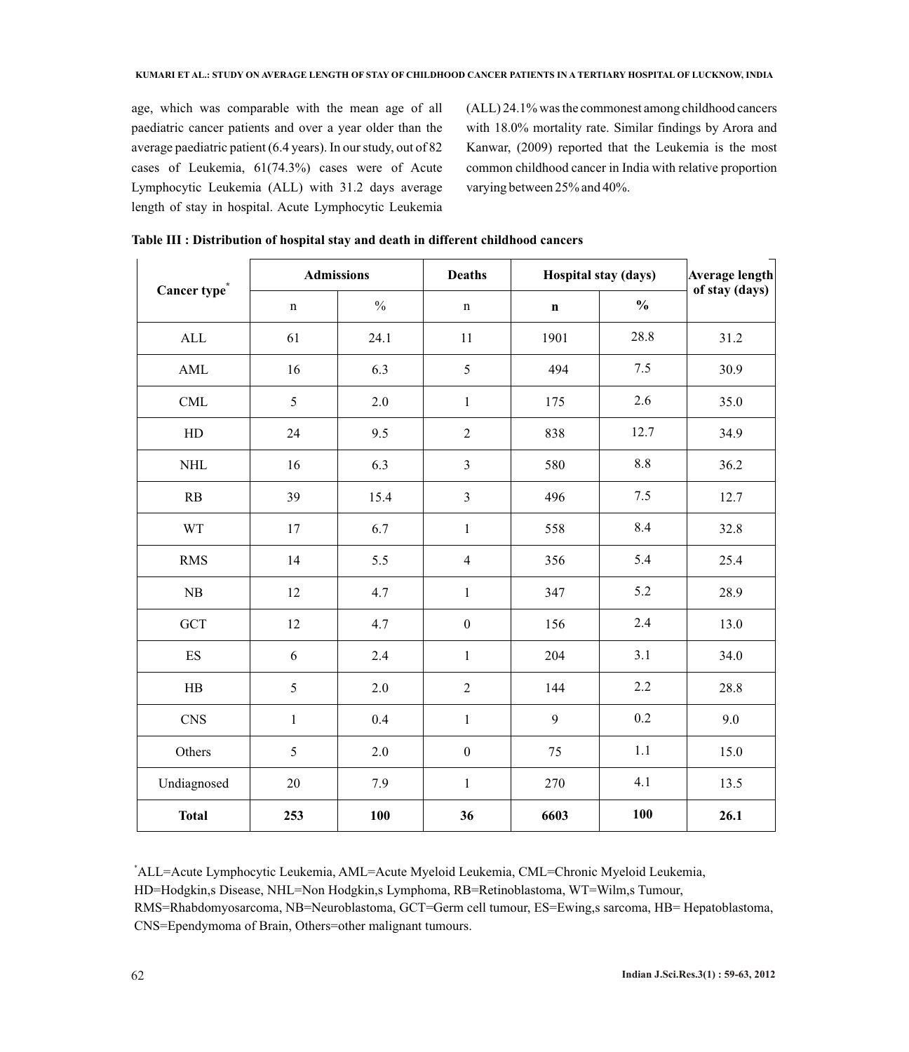age, which was comparable with the mean age of all paediatric cancer patients and over a year older than the average paediatric patient (6.4 years). In our study, out of 82 cases of Leukemia, 61(74.3%) cases were of Acute Lymphocytic Leukemia (ALL) with 31.2 days average length of stay in hospital. Acute Lymphocytic Leukemia (ALL) 24.1% was the commonest among childhood cancers with 18.0% mortality rate. Similar findings by Arora and Kanwar, (2009) reported that the Leukemia is the most common childhood cancer in India with relative proportion varying between 25% and 40%.

**Table III : Distribution of hospital stay and death in different childhood cancers**

| Cancer type* | Admissions | | Deaths | Hospital stay (days) | | Average length of stay (days) |
|---|---|---|---|---|---|---|
| | n | % | n | **n** | **%** | |
| ALL | 61 | 24.1 | 11 | 1901 | 28.8 | 31.2 |
| AML | 16 | 6.3 | 5 | 494 | 7.5 | 30.9 |
| CML | 5 | 2.0 | 1 | 175 | 2.6 | 35.0 |
| HD | 24 | 9.5 | 2 | 838 | 12.7 | 34.9 |
| NHL | 16 | 6.3 | 3 | 580 | 8.8 | 36.2 |
| RB | 39 | 15.4 | 3 | 496 | 7.5 | 12.7 |
| WT | 17 | 6.7 | 1 | 558 | 8.4 | 32.8 |
| RMS | 14 | 5.5 | 4 | 356 | 5.4 | 25.4 |
| NB | 12 | 4.7 | 1 | 347 | 5.2 | 28.9 |
| GCT | 12 | 4.7 | 0 | 156 | 2.4 | 13.0 |
| ES | 6 | 2.4 | 1 | 204 | 3.1 | 34.0 |
| HB | 5 | 2.0 | 2 | 144 | 2.2 | 28.8 |
| CNS | 1 | 0.4 | 1 | 9 | 0.2 | 9.0 |
| Others | 5 | 2.0 | 0 | 75 | 1.1 | 15.0 |
| Undiagnosed | 20 | 7.9 | 1 | 270 | 4.1 | 13.5 |
| **Total** | **253** | **100** | **36** | **6603** | **100** | **26.1** |

*ALL=Acute Lymphocytic Leukemia, AML=Acute Myeloid Leukemia, CML=Chronic Myeloid Leukemia, HD=Hodgkin,s Disease, NHL=Non Hodgkin,s Lymphoma, RB=Retinoblastoma, WT=Wilm,s Tumour, RMS=Rhabdomyosarcoma, NB=Neuroblastoma, GCT=Germ cell tumour, ES=Ewing,s sarcoma, HB= Hepatoblastoma, CNS=Ependymoma of Brain, Others=other malignant tumours.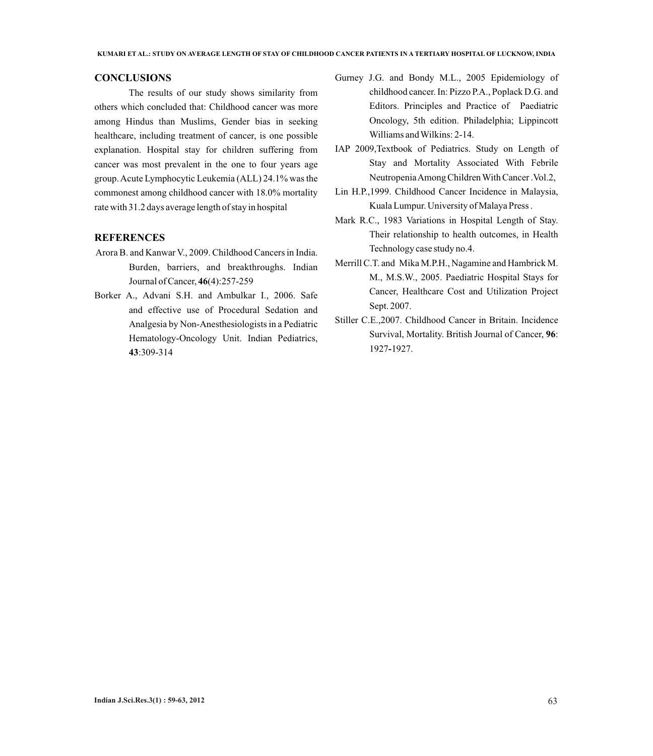## CONCLUSIONS

The results of our study shows similarity from others which concluded that: Childhood cancer was more among Hindus than Muslims, Gender bias in seeking healthcare, including treatment of cancer, is one possible explanation. Hospital stay for children suffering from cancer was most prevalent in the one to four years age group. Acute Lymphocytic Leukemia (ALL) 24.1% was the commonest among childhood cancer with 18.0% mortality rate with 31.2 days average length of stay in hospital

## REFERENCES

Arora B. and Kanwar V., 2009. Childhood Cancers in India. Burden, barriers, and breakthroughs. Indian Journal of Cancer, **46**(4):257-259

Borker A., Advani S.H. and Ambulkar I., 2006. Safe and effective use of Procedural Sedation and Analgesia by Non-Anesthesiologists in a Pediatric Hematology-Oncology Unit. Indian Pediatrics, **43**:309-314

Gurney J.G. and Bondy M.L., 2005 Epidemiology of childhood cancer. In: Pizzo P.A., Poplack D.G. and Editors. Principles and Practice of Paediatric Oncology, 5th edition. Philadelphia; Lippincott Williams and Wilkins: 2-14.

IAP 2009,Textbook of Pediatrics. Study on Length of Stay and Mortality Associated With Febrile Neutropenia Among Children With Cancer .Vol.2,

Lin H.P.,1999. Childhood Cancer Incidence in Malaysia, Kuala Lumpur. University of Malaya Press .

Mark R.C., 1983 Variations in Hospital Length of Stay. Their relationship to health outcomes, in Health Technology case study no.4.

Merrill C.T. and Mika M.P.H., Nagamine and Hambrick M. M., M.S.W., 2005. Paediatric Hospital Stays for Cancer, Healthcare Cost and Utilization Project Sept. 2007.

Stiller C.E.,2007. Childhood Cancer in Britain. Incidence Survival, Mortality. British Journal of Cancer, **96**: 1927-1927.